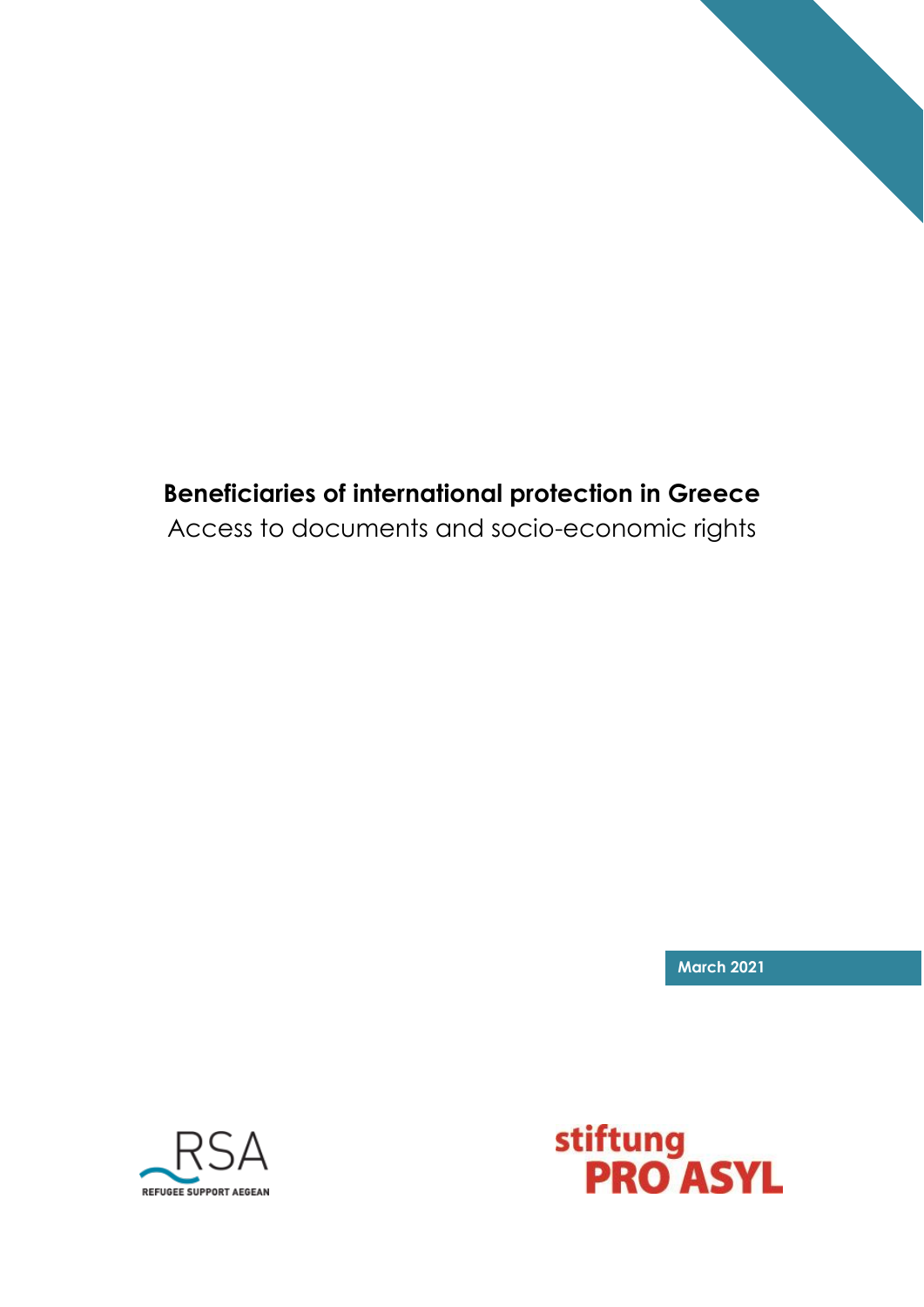# Beneficiaries of international protection in Greece

Access to documents and socio-economic rights

**March 2021**

REFUGEE SUPPORT AEGEAN

stiftung PRO ASYL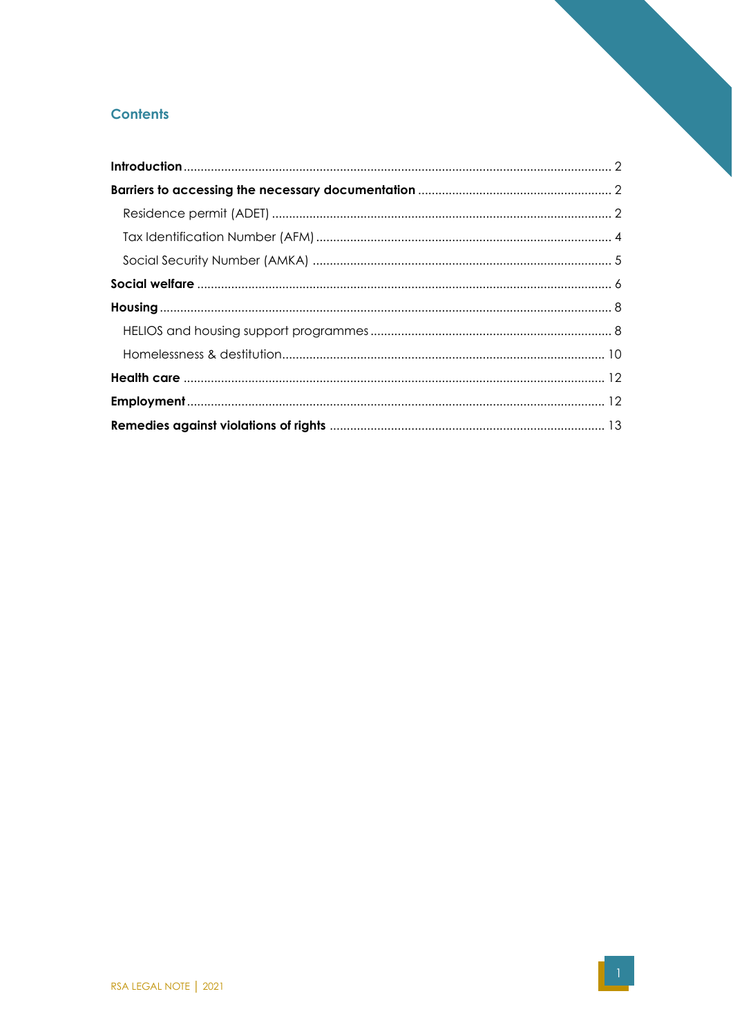## Contents

**Introduction** ........ 2

**Barriers to accessing the necessary documentation** ........ 2

- Residence permit (ADET) ........ 2
- Tax Identification Number (AFM) ........ 4
- Social Security Number (AMKA) ........ 5

**Social welfare** ........ 6

**Housing** ........ 8

- HELIOS and housing support programmes ........ 8
- Homelessness & destitution ........ 10

**Health care** ........ 12

**Employment** ........ 12

**Remedies against violations of rights** ........ 13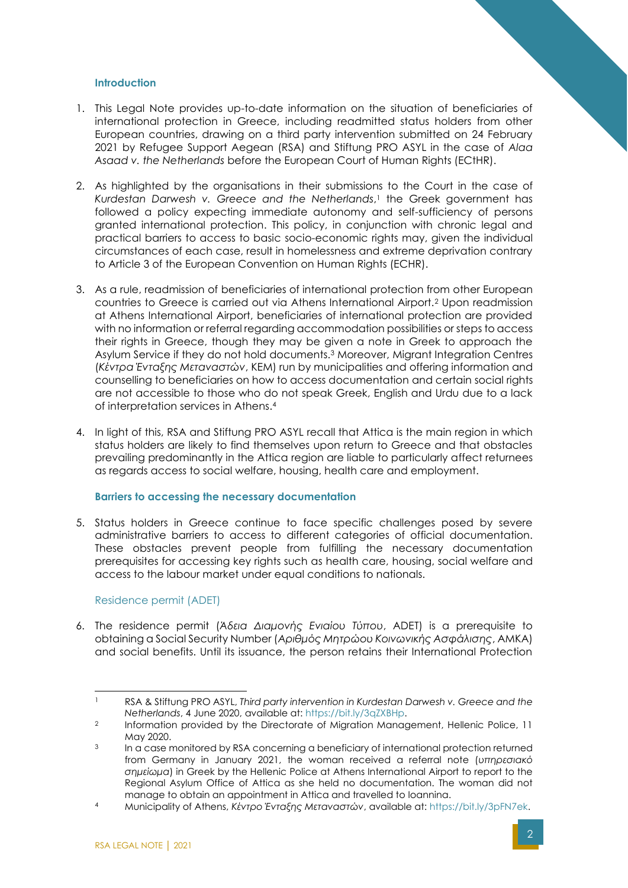### Introduction

1. This Legal Note provides up-to-date information on the situation of beneficiaries of international protection in Greece, including readmitted status holders from other European countries, drawing on a third party intervention submitted on 24 February 2021 by Refugee Support Aegean (RSA) and Stiftung PRO ASYL in the case of *Alaa Asaad v. the Netherlands* before the European Court of Human Rights (ECtHR).

2. As highlighted by the organisations in their submissions to the Court in the case of *Kurdestan Darwesh v. Greece and the Netherlands*,[1] the Greek government has followed a policy expecting immediate autonomy and self-sufficiency of persons granted international protection. This policy, in conjunction with chronic legal and practical barriers to access to basic socio-economic rights may, given the individual circumstances of each case, result in homelessness and extreme deprivation contrary to Article 3 of the European Convention on Human Rights (ECHR).

3. As a rule, readmission of beneficiaries of international protection from other European countries to Greece is carried out via Athens International Airport.[2] Upon readmission at Athens International Airport, beneficiaries of international protection are provided with no information or referral regarding accommodation possibilities or steps to access their rights in Greece, though they may be given a note in Greek to approach the Asylum Service if they do not hold documents.[3] Moreover, Migrant Integration Centres (*Κέντρα Ένταξης Μεταναστών*, KEM) run by municipalities and offering information and counselling to beneficiaries on how to access documentation and certain social rights are not accessible to those who do not speak Greek, English and Urdu due to a lack of interpretation services in Athens.[4]

4. In light of this, RSA and Stiftung PRO ASYL recall that Attica is the main region in which status holders are likely to find themselves upon return to Greece and that obstacles prevailing predominantly in the Attica region are liable to particularly affect returnees as regards access to social welfare, housing, health care and employment.

### Barriers to accessing the necessary documentation

5. Status holders in Greece continue to face specific challenges posed by severe administrative barriers to access to different categories of official documentation. These obstacles prevent people from fulfilling the necessary documentation prerequisites for accessing key rights such as health care, housing, social welfare and access to the labour market under equal conditions to nationals.

#### Residence permit (ADET)

6. The residence permit (*Άδεια Διαμονής Ενιαίου Τύπου*, ADET) is a prerequisite to obtaining a Social Security Number (*Αριθμός Μητρώου Κοινωνικής Ασφάλισης*, AMKA) and social benefits. Until its issuance, the person retains their International Protection

---

[1] RSA & Stiftung PRO ASYL, *Third party intervention in Kurdestan Darwesh v. Greece and the Netherlands*, 4 June 2020, available at: https://bit.ly/3qZXBHp.

[2] Information provided by the Directorate of Migration Management, Hellenic Police, 11 May 2020.

[3] In a case monitored by RSA concerning a beneficiary of international protection returned from Germany in January 2021, the woman received a referral note (*υπηρεσιακό σημείωμα*) in Greek by the Hellenic Police at Athens International Airport to report to the Regional Asylum Office of Attica as she held no documentation. The woman did not manage to obtain an appointment in Attica and travelled to Ioannina.

[4] Municipality of Athens, *Κέντρο Ένταξης Μεταναστών*, available at: https://bit.ly/3pFN7ek.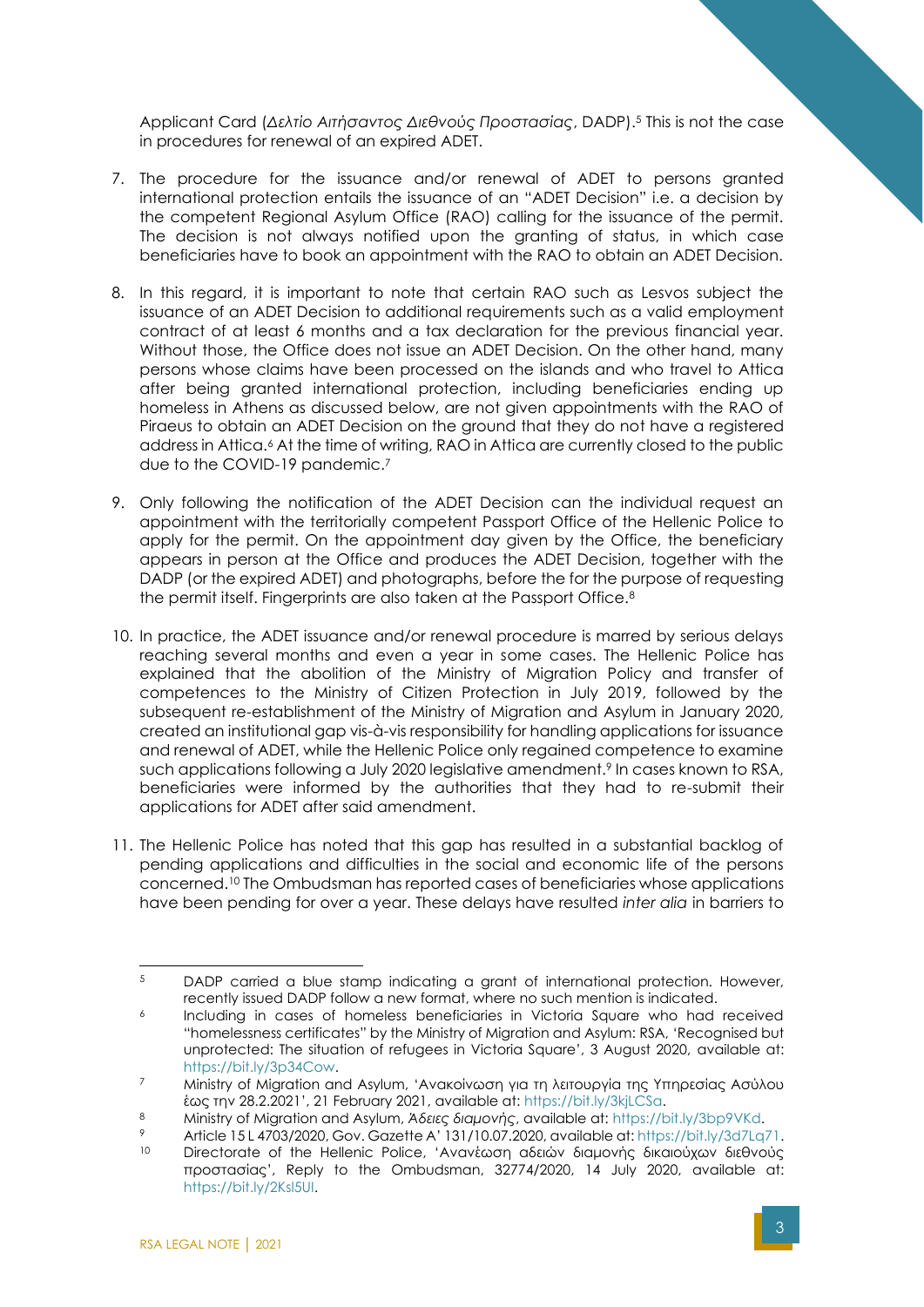Applicant Card (*Δελτίο Αιτήσαντος Διεθνούς Προστασίας*, DADP).[5] This is not the case in procedures for renewal of an expired ADET.

7. The procedure for the issuance and/or renewal of ADET to persons granted international protection entails the issuance of an "ADET Decision" i.e. a decision by the competent Regional Asylum Office (RAO) calling for the issuance of the permit. The decision is not always notified upon the granting of status, in which case beneficiaries have to book an appointment with the RAO to obtain an ADET Decision.

8. In this regard, it is important to note that certain RAO such as Lesvos subject the issuance of an ADET Decision to additional requirements such as a valid employment contract of at least 6 months and a tax declaration for the previous financial year. Without those, the Office does not issue an ADET Decision. On the other hand, many persons whose claims have been processed on the islands and who travel to Attica after being granted international protection, including beneficiaries ending up homeless in Athens as discussed below, are not given appointments with the RAO of Piraeus to obtain an ADET Decision on the ground that they do not have a registered address in Attica.[6] At the time of writing, RAO in Attica are currently closed to the public due to the COVID-19 pandemic.[7]

9. Only following the notification of the ADET Decision can the individual request an appointment with the territorially competent Passport Office of the Hellenic Police to apply for the permit. On the appointment day given by the Office, the beneficiary appears in person at the Office and produces the ADET Decision, together with the DADP (or the expired ADET) and photographs, before the for the purpose of requesting the permit itself. Fingerprints are also taken at the Passport Office.[8]

10. In practice, the ADET issuance and/or renewal procedure is marred by serious delays reaching several months and even a year in some cases. The Hellenic Police has explained that the abolition of the Ministry of Migration Policy and transfer of competences to the Ministry of Citizen Protection in July 2019, followed by the subsequent re-establishment of the Ministry of Migration and Asylum in January 2020, created an institutional gap vis-à-vis responsibility for handling applications for issuance and renewal of ADET, while the Hellenic Police only regained competence to examine such applications following a July 2020 legislative amendment.[9] In cases known to RSA, beneficiaries were informed by the authorities that they had to re-submit their applications for ADET after said amendment.

11. The Hellenic Police has noted that this gap has resulted in a substantial backlog of pending applications and difficulties in the social and economic life of the persons concerned.[10] The Ombudsman has reported cases of beneficiaries whose applications have been pending for over a year. These delays have resulted *inter alia* in barriers to

---

[5] DADP carried a blue stamp indicating a grant of international protection. However, recently issued DADP follow a new format, where no such mention is indicated.

[6] Including in cases of homeless beneficiaries in Victoria Square who had received "homelessness certificates" by the Ministry of Migration and Asylum: RSA, 'Recognised but unprotected: The situation of refugees in Victoria Square', 3 August 2020, available at: https://bit.ly/3p34Cow.

[7] Ministry of Migration and Asylum, 'Ανακοίνωση για τη λειτουργία της Υπηρεσίας Ασύλου έως την 28.2.2021', 21 February 2021, available at: https://bit.ly/3kjLCSa.

[8] Ministry of Migration and Asylum, *Άδειες διαμονής*, available at: https://bit.ly/3bp9VKd.

[9] Article 15 L 4703/2020, Gov. Gazette A' 131/10.07.2020, available at: https://bit.ly/3d7Lq71.

[10] Directorate of the Hellenic Police, 'Ανανέωση αδειών διαμονής δικαιούχων διεθνούς προστασίας', Reply to the Ombudsman, 32774/2020, 14 July 2020, available at: https://bit.ly/2KsI5UI.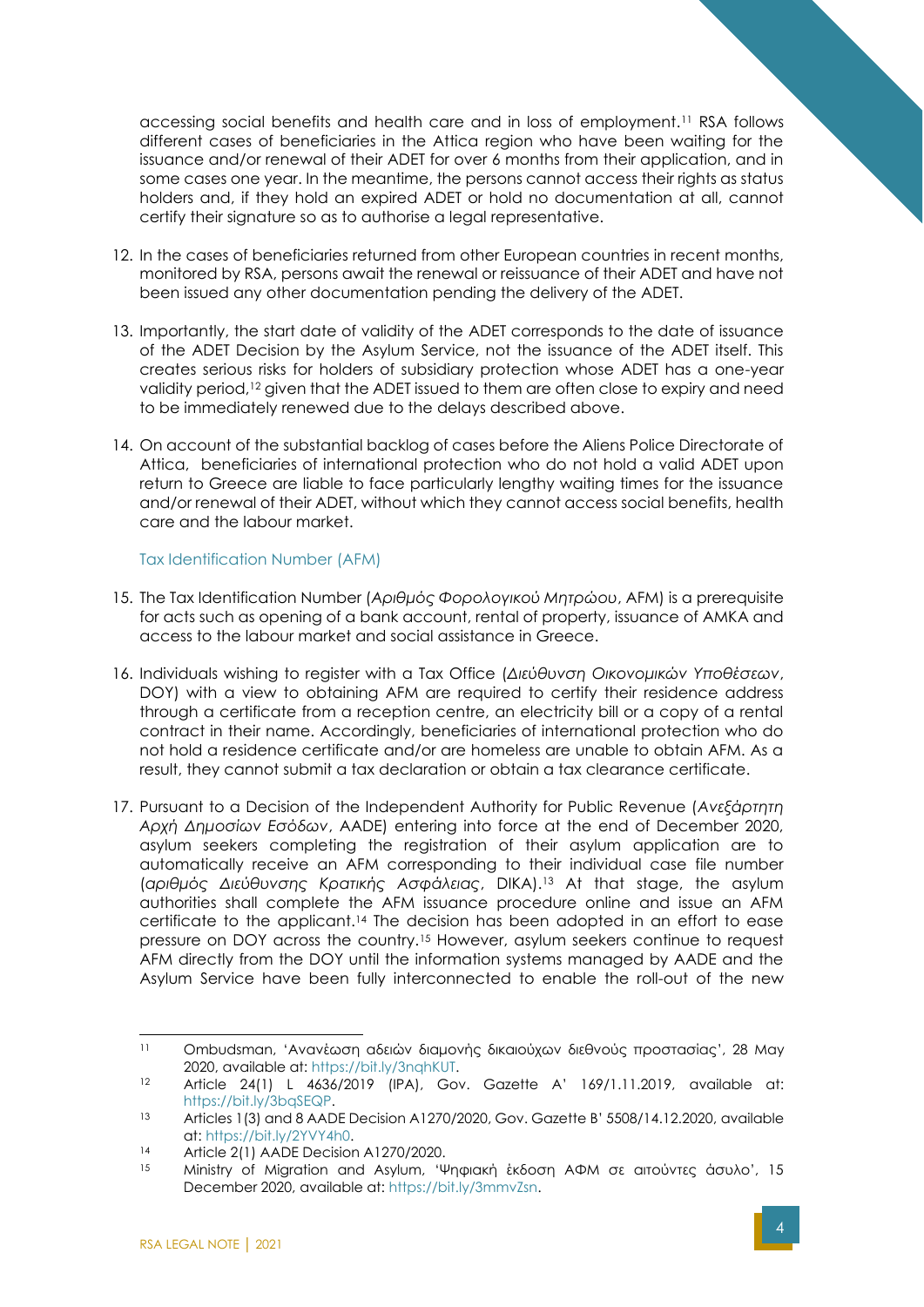accessing social benefits and health care and in loss of employment.[11] RSA follows different cases of beneficiaries in the Attica region who have been waiting for the issuance and/or renewal of their ADET for over 6 months from their application, and in some cases one year. In the meantime, the persons cannot access their rights as status holders and, if they hold an expired ADET or hold no documentation at all, cannot certify their signature so as to authorise a legal representative.

12. In the cases of beneficiaries returned from other European countries in recent months, monitored by RSA, persons await the renewal or reissuance of their ADET and have not been issued any other documentation pending the delivery of the ADET.

13. Importantly, the start date of validity of the ADET corresponds to the date of issuance of the ADET Decision by the Asylum Service, not the issuance of the ADET itself. This creates serious risks for holders of subsidiary protection whose ADET has a one-year validity period,[12] given that the ADET issued to them are often close to expiry and need to be immediately renewed due to the delays described above.

14. On account of the substantial backlog of cases before the Aliens Police Directorate of Attica, beneficiaries of international protection who do not hold a valid ADET upon return to Greece are liable to face particularly lengthy waiting times for the issuance and/or renewal of their ADET, without which they cannot access social benefits, health care and the labour market.

### Tax Identification Number (AFM)

15. The Tax Identification Number (*Αριθμός Φορολογικού Μητρώου*, AFM) is a prerequisite for acts such as opening of a bank account, rental of property, issuance of AMKA and access to the labour market and social assistance in Greece.

16. Individuals wishing to register with a Tax Office (*Διεύθυνση Οικονομικών Υποθέσεων*, DOY) with a view to obtaining AFM are required to certify their residence address through a certificate from a reception centre, an electricity bill or a copy of a rental contract in their name. Accordingly, beneficiaries of international protection who do not hold a residence certificate and/or are homeless are unable to obtain AFM. As a result, they cannot submit a tax declaration or obtain a tax clearance certificate.

17. Pursuant to a Decision of the Independent Authority for Public Revenue (*Ανεξάρτητη Αρχή Δημοσίων Εσόδων*, AADE) entering into force at the end of December 2020, asylum seekers completing the registration of their asylum application are to automatically receive an AFM corresponding to their individual case file number (*αριθμός Διεύθυνσης Κρατικής Ασφάλειας*, DIKA).[13] At that stage, the asylum authorities shall complete the AFM issuance procedure online and issue an AFM certificate to the applicant.[14] The decision has been adopted in an effort to ease pressure on DOY across the country.[15] However, asylum seekers continue to request AFM directly from the DOY until the information systems managed by AADE and the Asylum Service have been fully interconnected to enable the roll-out of the new

---

[11] Ombudsman, 'Ανανέωση αδειών διαμονής δικαιούχων διεθνούς προστασίας', 28 May 2020, available at: https://bit.ly/3nqhKUT.

[12] Article 24(1) L 4636/2019 (IPA), Gov. Gazette A' 169/1.11.2019, available at: https://bit.ly/3bqSEQP.

[13] Articles 1(3) and 8 AADE Decision A1270/2020, Gov. Gazette B' 5508/14.12.2020, available at: https://bit.ly/2YVY4h0.

[14] Article 2(1) AADE Decision A1270/2020.

[15] Ministry of Migration and Asylum, 'Ψηφιακή έκδοση ΑΦΜ σε αιτούντες άσυλο', 15 December 2020, available at: https://bit.ly/3mmvZsn.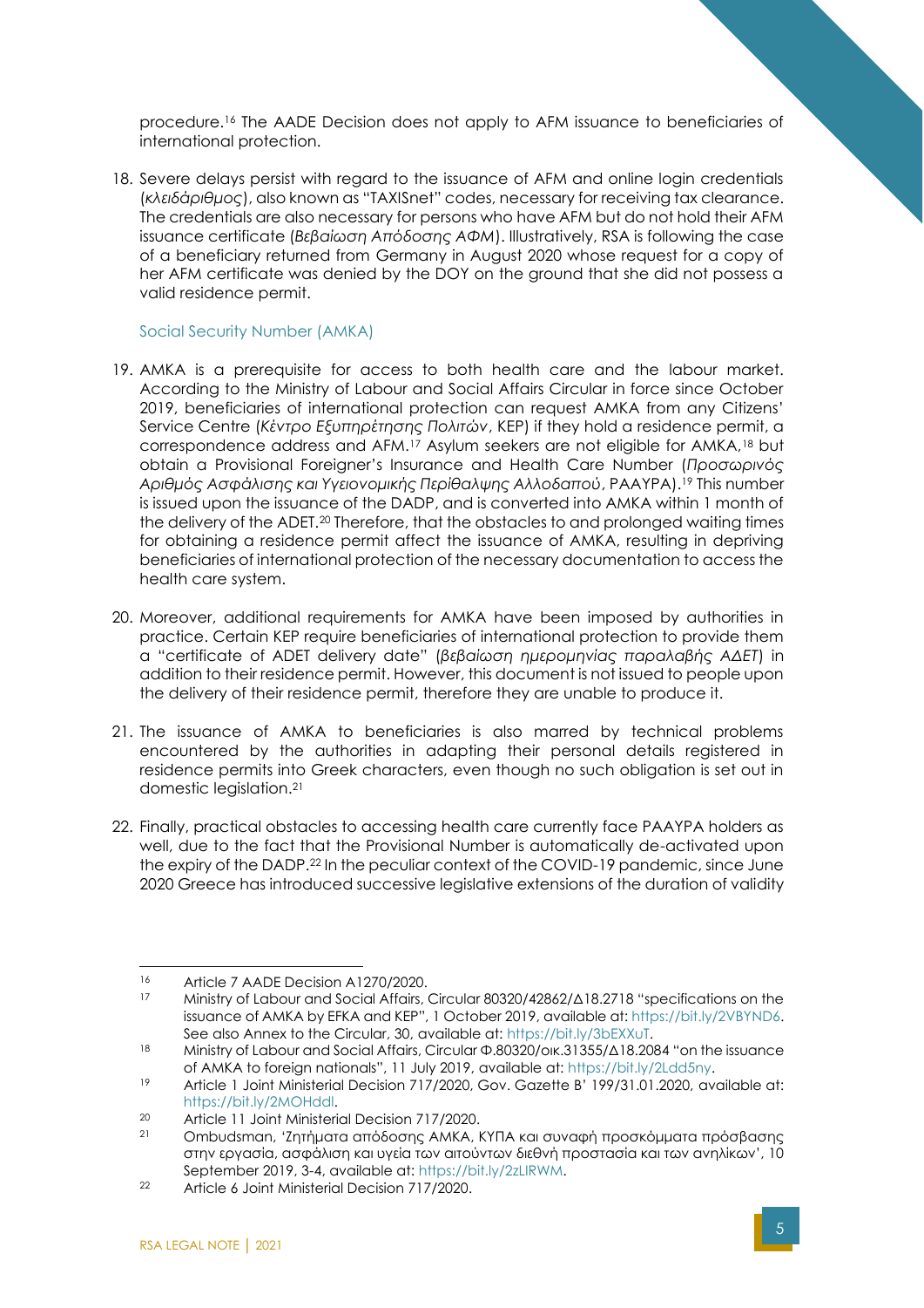procedure.[16] The AADE Decision does not apply to AFM issuance to beneficiaries of international protection.

18. Severe delays persist with regard to the issuance of AFM and online login credentials (*κλειδάριθμος*), also known as "TAXISnet" codes, necessary for receiving tax clearance. The credentials are also necessary for persons who have AFM but do not hold their AFM issuance certificate (*Βεβαίωση Απόδοσης ΑΦΜ*). Illustratively, RSA is following the case of a beneficiary returned from Germany in August 2020 whose request for a copy of her AFM certificate was denied by the DOY on the ground that she did not possess a valid residence permit.

### Social Security Number (AMKA)

19. AMKA is a prerequisite for access to both health care and the labour market. According to the Ministry of Labour and Social Affairs Circular in force since October 2019, beneficiaries of international protection can request AMKA from any Citizens' Service Centre (*Κέντρο Εξυπηρέτησης Πολιτών*, KEP) if they hold a residence permit, a correspondence address and AFM.[17] Asylum seekers are not eligible for AMKA,[18] but obtain a Provisional Foreigner's Insurance and Health Care Number (*Προσωρινός Αριθμός Ασφάλισης και Υγειονομικής Περίθαλψης Αλλοδαπού*, PAAYPA).[19] This number is issued upon the issuance of the DADP, and is converted into AMKA within 1 month of the delivery of the ADET.[20] Therefore, that the obstacles to and prolonged waiting times for obtaining a residence permit affect the issuance of AMKA, resulting in depriving beneficiaries of international protection of the necessary documentation to access the health care system.

20. Moreover, additional requirements for AMKA have been imposed by authorities in practice. Certain KEP require beneficiaries of international protection to provide them a "certificate of ADET delivery date" (*βεβαίωση ημερομηνίας παραλαβής ΑΔΕΤ*) in addition to their residence permit. However, this document is not issued to people upon the delivery of their residence permit, therefore they are unable to produce it.

21. The issuance of AMKA to beneficiaries is also marred by technical problems encountered by the authorities in adapting their personal details registered in residence permits into Greek characters, even though no such obligation is set out in domestic legislation.[21]

22. Finally, practical obstacles to accessing health care currently face PAAYPA holders as well, due to the fact that the Provisional Number is automatically de-activated upon the expiry of the DADP.[22] In the peculiar context of the COVID-19 pandemic, since June 2020 Greece has introduced successive legislative extensions of the duration of validity

---

[16] Article 7 AADE Decision A1270/2020.

[17] Ministry of Labour and Social Affairs, Circular 80320/42862/Δ18.2718 "specifications on the issuance of AMKA by EFKA and KEP", 1 October 2019, available at: https://bit.ly/2VBYND6. See also Annex to the Circular, 30, available at: https://bit.ly/3bEXXuT.

[18] Ministry of Labour and Social Affairs, Circular Φ.80320/οικ.31355/Δ18.2084 "on the issuance of AMKA to foreign nationals", 11 July 2019, available at: https://bit.ly/2Ldd5ny.

[19] Article 1 Joint Ministerial Decision 717/2020, Gov. Gazette B' 199/31.01.2020, available at: https://bit.ly/2MOHddl.

[20] Article 11 Joint Ministerial Decision 717/2020.

[21] Ombudsman, 'Ζητήματα απόδοσης ΑΜΚΑ, ΚΥΠΑ και συναφή προσκόμματα πρόσβασης στην εργασία, ασφάλιση και υγεία των αιτούντων διεθνή προστασία και των ανηλίκων', 10 September 2019, 3-4, available at: https://bit.ly/2zLIRWM.

[22] Article 6 Joint Ministerial Decision 717/2020.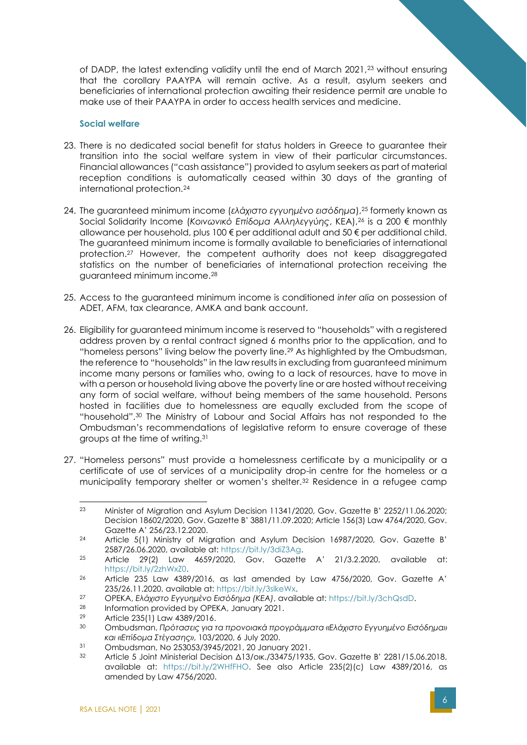of DADP, the latest extending validity until the end of March 2021,[23] without ensuring that the corollary PAAYPA will remain active. As a result, asylum seekers and beneficiaries of international protection awaiting their residence permit are unable to make use of their PAAYPA in order to access health services and medicine.

### Social welfare

23. There is no dedicated social benefit for status holders in Greece to guarantee their transition into the social welfare system in view of their particular circumstances. Financial allowances ("cash assistance") provided to asylum seekers as part of material reception conditions is automatically ceased within 30 days of the granting of international protection.[24]

24. The guaranteed minimum income (*ελάχιστο εγγυημένο εισόδημα*),[25] formerly known as Social Solidarity Income (*Κοινωνικό Επίδομα Αλληλεγγύης*, KEA),[26] is a 200 € monthly allowance per household, plus 100 € per additional adult and 50 € per additional child. The guaranteed minimum income is formally available to beneficiaries of international protection.[27] However, the competent authority does not keep disaggregated statistics on the number of beneficiaries of international protection receiving the guaranteed minimum income.[28]

25. Access to the guaranteed minimum income is conditioned *inter alia* on possession of ADET, AFM, tax clearance, AMKA and bank account.

26. Eligibility for guaranteed minimum income is reserved to "households" with a registered address proven by a rental contract signed 6 months prior to the application, and to "homeless persons" living below the poverty line.[29] As highlighted by the Ombudsman, the reference to "households" in the law results in excluding from guaranteed minimum income many persons or families who, owing to a lack of resources, have to move in with a person or household living above the poverty line or are hosted without receiving any form of social welfare, without being members of the same household. Persons hosted in facilities due to homelessness are equally excluded from the scope of "household".[30] The Ministry of Labour and Social Affairs has not responded to the Ombudsman's recommendations of legislative reform to ensure coverage of these groups at the time of writing.[31]

27. "Homeless persons" must provide a homelessness certificate by a municipality or a certificate of use of services of a municipality drop-in centre for the homeless or a municipality temporary shelter or women's shelter.[32] Residence in a refugee camp

---

[23] Minister of Migration and Asylum Decision 11341/2020, Gov. Gazette B' 2252/11.06.2020; Decision 18602/2020, Gov. Gazette B' 3881/11.09.2020; Article 156(3) Law 4764/2020, Gov. Gazette A' 256/23.12.2020.

[24] Article 5(1) Ministry of Migration and Asylum Decision 16987/2020, Gov. Gazette B' 2587/26.06.2020, available at: https://bit.ly/3diZ3Ag.

[25] Article 29(2) Law 4659/2020, Gov. Gazette A' 21/3.2.2020, available at: https://bit.ly/2zhWxZ0.

[26] Article 235 Law 4389/2016, as last amended by Law 4756/2020, Gov. Gazette A' 235/26.11.2020, available at: https://bit.ly/3slkeWx.

[27] OPEKA, *Ελάχιστο Εγγυημένο Εισόδημα (KEA)*, available at: https://bit.ly/3chQsdD.

[28] Information provided by OPEKA, January 2021.

[29] Article 235(1) Law 4389/2016.

[30] Ombudsman, *Προτάσεις για τα προνοιακά προγράμματα «Ελάχιστο Εγγυημένο Εισόδημα» και «Επίδομα Στέγασης»*, 103/2020, 6 July 2020.

[31] Ombudsman, No 253053/3945/2021, 20 January 2021.

[32] Article 5 Joint Ministerial Decision Δ13/οικ./33475/1935, Gov. Gazette B' 2281/15.06.2018, available at: https://bit.ly/2WHfFHO. See also Article 235(2)(c) Law 4389/2016, as amended by Law 4756/2020.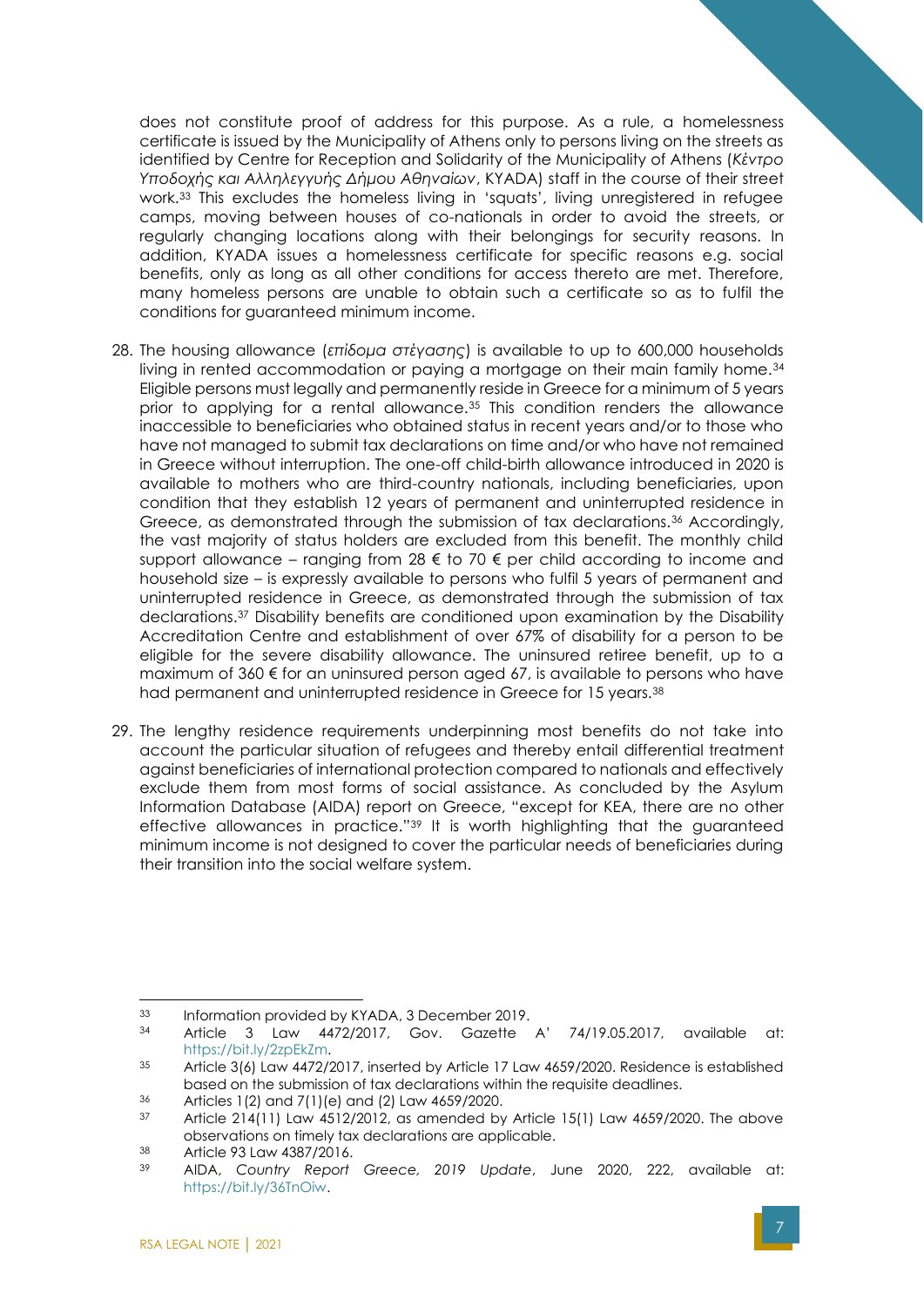does not constitute proof of address for this purpose. As a rule, a homelessness certificate is issued by the Municipality of Athens only to persons living on the streets as identified by Centre for Reception and Solidarity of the Municipality of Athens (*Κέντρο Υποδοχής και Αλληλεγγυής Δήμου Αθηναίων*, KYADA) staff in the course of their street work.[33] This excludes the homeless living in 'squats', living unregistered in refugee camps, moving between houses of co-nationals in order to avoid the streets, or regularly changing locations along with their belongings for security reasons. In addition, KYADA issues a homelessness certificate for specific reasons e.g. social benefits, only as long as all other conditions for access thereto are met. Therefore, many homeless persons are unable to obtain such a certificate so as to fulfil the conditions for guaranteed minimum income.

28. The housing allowance (*επίδομα στέγασης*) is available to up to 600,000 households living in rented accommodation or paying a mortgage on their main family home.[34] Eligible persons must legally and permanently reside in Greece for a minimum of 5 years prior to applying for a rental allowance.[35] This condition renders the allowance inaccessible to beneficiaries who obtained status in recent years and/or to those who have not managed to submit tax declarations on time and/or who have not remained in Greece without interruption. The one-off child-birth allowance introduced in 2020 is available to mothers who are third-country nationals, including beneficiaries, upon condition that they establish 12 years of permanent and uninterrupted residence in Greece, as demonstrated through the submission of tax declarations.[36] Accordingly, the vast majority of status holders are excluded from this benefit. The monthly child support allowance – ranging from 28 € to 70 € per child according to income and household size – is expressly available to persons who fulfil 5 years of permanent and uninterrupted residence in Greece, as demonstrated through the submission of tax declarations.[37] Disability benefits are conditioned upon examination by the Disability Accreditation Centre and establishment of over 67% of disability for a person to be eligible for the severe disability allowance. The uninsured retiree benefit, up to a maximum of 360 € for an uninsured person aged 67, is available to persons who have had permanent and uninterrupted residence in Greece for 15 years.[38]

29. The lengthy residence requirements underpinning most benefits do not take into account the particular situation of refugees and thereby entail differential treatment against beneficiaries of international protection compared to nationals and effectively exclude them from most forms of social assistance. As concluded by the Asylum Information Database (AIDA) report on Greece, "except for KEA, there are no other effective allowances in practice."[39] It is worth highlighting that the guaranteed minimum income is not designed to cover the particular needs of beneficiaries during their transition into the social welfare system.

---

[33] Information provided by KYADA, 3 December 2019.

[34] Article 3 Law 4472/2017, Gov. Gazette A' 74/19.05.2017, available at: https://bit.ly/2zpEkZm.

[35] Article 3(6) Law 4472/2017, inserted by Article 17 Law 4659/2020. Residence is established based on the submission of tax declarations within the requisite deadlines.

[36] Articles 1(2) and 7(1)(e) and (2) Law 4659/2020.

[37] Article 214(11) Law 4512/2012, as amended by Article 15(1) Law 4659/2020. The above observations on timely tax declarations are applicable.

[38] Article 93 Law 4387/2016.

[39] AIDA, *Country Report Greece, 2019 Update*, June 2020, 222, available at: https://bit.ly/36TnOiw.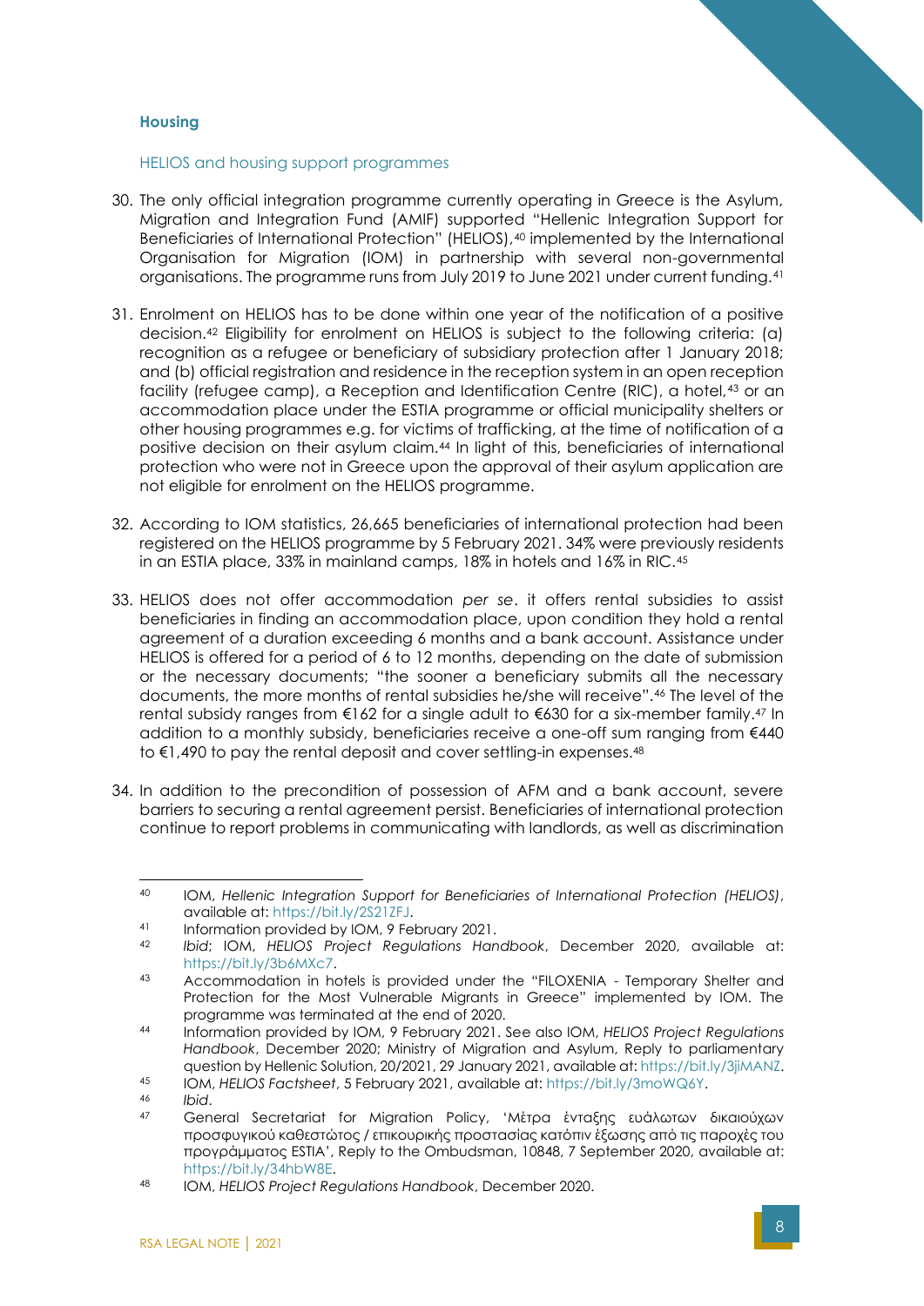### Housing

#### HELIOS and housing support programmes

30. The only official integration programme currently operating in Greece is the Asylum, Migration and Integration Fund (AMIF) supported "Hellenic Integration Support for Beneficiaries of International Protection" (HELIOS),[40] implemented by the International Organisation for Migration (IOM) in partnership with several non-governmental organisations. The programme runs from July 2019 to June 2021 under current funding.[41]

31. Enrolment on HELIOS has to be done within one year of the notification of a positive decision.[42] Eligibility for enrolment on HELIOS is subject to the following criteria: (a) recognition as a refugee or beneficiary of subsidiary protection after 1 January 2018; and (b) official registration and residence in the reception system in an open reception facility (refugee camp), a Reception and Identification Centre (RIC), a hotel,[43] or an accommodation place under the ESTIA programme or official municipality shelters or other housing programmes e.g. for victims of trafficking, at the time of notification of a positive decision on their asylum claim.[44] In light of this, beneficiaries of international protection who were not in Greece upon the approval of their asylum application are not eligible for enrolment on the HELIOS programme.

32. According to IOM statistics, 26,665 beneficiaries of international protection had been registered on the HELIOS programme by 5 February 2021. 34% were previously residents in an ESTIA place, 33% in mainland camps, 18% in hotels and 16% in RIC.[45]

33. HELIOS does not offer accommodation *per se*. it offers rental subsidies to assist beneficiaries in finding an accommodation place, upon condition they hold a rental agreement of a duration exceeding 6 months and a bank account. Assistance under HELIOS is offered for a period of 6 to 12 months, depending on the date of submission or the necessary documents; "the sooner a beneficiary submits all the necessary documents, the more months of rental subsidies he/she will receive".[46] The level of the rental subsidy ranges from €162 for a single adult to €630 for a six-member family.[47] In addition to a monthly subsidy, beneficiaries receive a one-off sum ranging from €440 to €1,490 to pay the rental deposit and cover settling-in expenses.[48]

34. In addition to the precondition of possession of AFM and a bank account, severe barriers to securing a rental agreement persist. Beneficiaries of international protection continue to report problems in communicating with landlords, as well as discrimination

---

[40] IOM, *Hellenic Integration Support for Beneficiaries of International Protection (HELIOS)*, available at: https://bit.ly/2S21ZFJ.

[41] Information provided by IOM, 9 February 2021.

[42] *Ibid*; IOM, *HELIOS Project Regulations Handbook*, December 2020, available at: https://bit.ly/3b6MXc7.

[43] Accommodation in hotels is provided under the "FILOXENIA - Temporary Shelter and Protection for the Most Vulnerable Migrants in Greece" implemented by IOM. The programme was terminated at the end of 2020.

[44] Information provided by IOM, 9 February 2021. See also IOM, *HELIOS Project Regulations Handbook*, December 2020; Ministry of Migration and Asylum, Reply to parliamentary question by Hellenic Solution, 20/2021, 29 January 2021, available at: https://bit.ly/3jiMANZ.

[45] IOM, *HELIOS Factsheet*, 5 February 2021, available at: https://bit.ly/3moWQ6Y.

[46] *Ibid*.

[47] General Secretariat for Migration Policy, 'Μέτρα ένταξης ευάλωτων δικαιούχων προσφυγικού καθεστώτος / επικουρικής προστασίας κατόπιν έξωσης από τις παροχές του προγράμματος ESTIA', Reply to the Ombudsman, 10848, 7 September 2020, available at: https://bit.ly/34hbW8E.

[48] IOM, *HELIOS Project Regulations Handbook*, December 2020.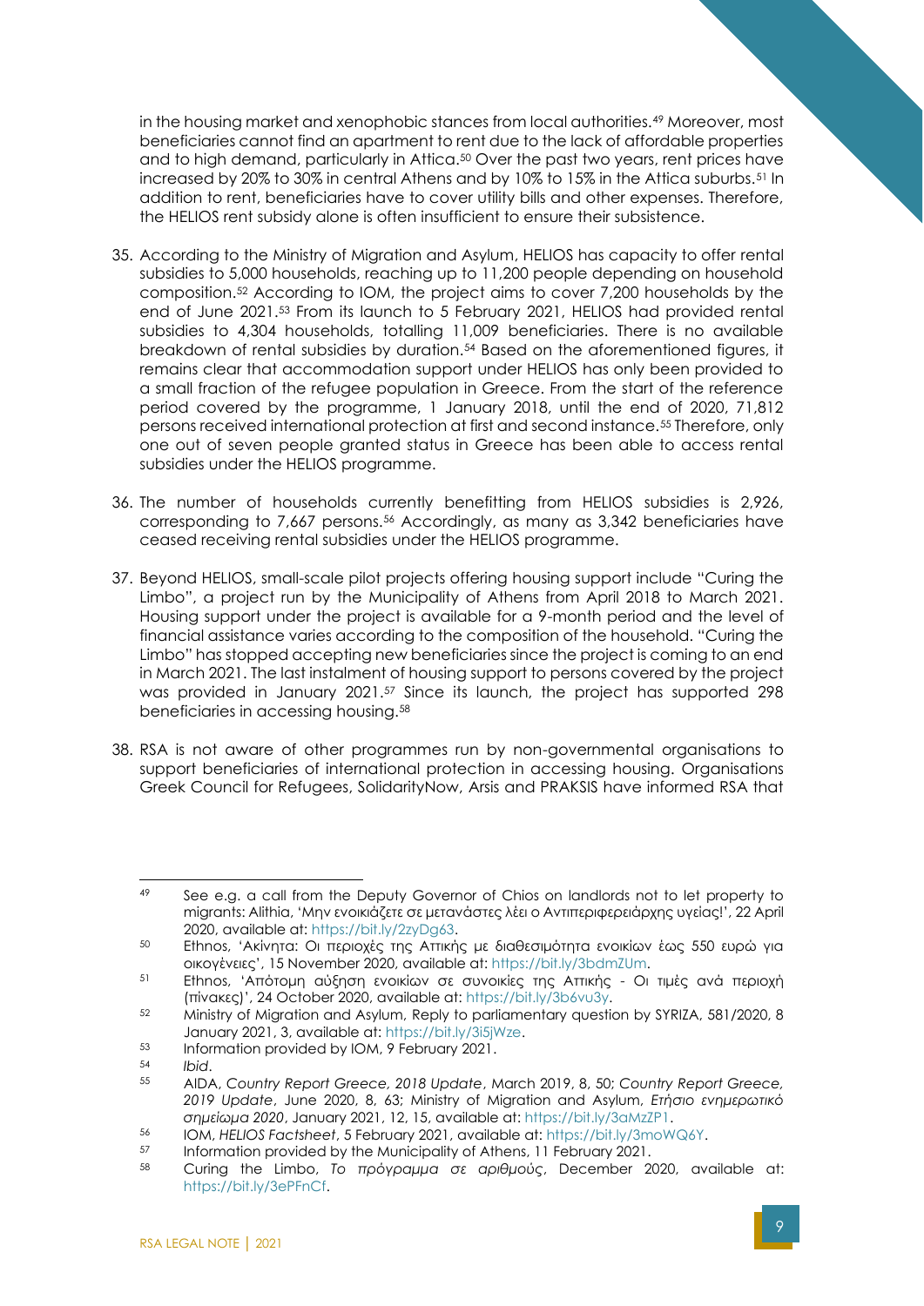in the housing market and xenophobic stances from local authorities.[49] Moreover, most beneficiaries cannot find an apartment to rent due to the lack of affordable properties and to high demand, particularly in Attica.[50] Over the past two years, rent prices have increased by 20% to 30% in central Athens and by 10% to 15% in the Attica suburbs.[51] In addition to rent, beneficiaries have to cover utility bills and other expenses. Therefore, the HELIOS rent subsidy alone is often insufficient to ensure their subsistence.

35. According to the Ministry of Migration and Asylum, HELIOS has capacity to offer rental subsidies to 5,000 households, reaching up to 11,200 people depending on household composition.[52] According to IOM, the project aims to cover 7,200 households by the end of June 2021.[53] From its launch to 5 February 2021, HELIOS had provided rental subsidies to 4,304 households, totalling 11,009 beneficiaries. There is no available breakdown of rental subsidies by duration.[54] Based on the aforementioned figures, it remains clear that accommodation support under HELIOS has only been provided to a small fraction of the refugee population in Greece. From the start of the reference period covered by the programme, 1 January 2018, until the end of 2020, 71,812 persons received international protection at first and second instance.[55] Therefore, only one out of seven people granted status in Greece has been able to access rental subsidies under the HELIOS programme.

36. The number of households currently benefitting from HELIOS subsidies is 2,926, corresponding to 7,667 persons.[56] Accordingly, as many as 3,342 beneficiaries have ceased receiving rental subsidies under the HELIOS programme.

37. Beyond HELIOS, small-scale pilot projects offering housing support include "Curing the Limbo", a project run by the Municipality of Athens from April 2018 to March 2021. Housing support under the project is available for a 9-month period and the level of financial assistance varies according to the composition of the household. "Curing the Limbo" has stopped accepting new beneficiaries since the project is coming to an end in March 2021. The last instalment of housing support to persons covered by the project was provided in January 2021.[57] Since its launch, the project has supported 298 beneficiaries in accessing housing.[58]

38. RSA is not aware of other programmes run by non-governmental organisations to support beneficiaries of international protection in accessing housing. Organisations Greek Council for Refugees, SolidarityNow, Arsis and PRAKSIS have informed RSA that

---

[49] See e.g. a call from the Deputy Governor of Chios on landlords not to let property to migrants: Alithia, 'Μην ενοικιάζετε σε μετανάστες λέει ο Αντιπεριφερειάρχης υγείας!', 22 April 2020, available at: https://bit.ly/2zyDg63.

[50] Ethnos, 'Ακίνητα: Οι περιοχές της Αττικής με διαθεσιμότητα ενοικίων έως 550 ευρώ για οικογένειες', 15 November 2020, available at: https://bit.ly/3bdmZUm.

[51] Ethnos, 'Απότομη αύξηση ενοικίων σε συνοικίες της Αττικής - Οι τιμές ανά περιοχή (πίνακες)', 24 October 2020, available at: https://bit.ly/3b6vu3y.

[52] Ministry of Migration and Asylum, Reply to parliamentary question by SYRIZA, 581/2020, 8 January 2021, 3, available at: https://bit.ly/3i5jWze.

[53] Information provided by IOM, 9 February 2021.

[54] *Ibid*.

[55] AIDA, *Country Report Greece, 2018 Update*, March 2019, 8, 50; *Country Report Greece, 2019 Update*, June 2020, 8, 63; Ministry of Migration and Asylum, *Ετήσιο ενημερωτικό σημείωμα 2020*, January 2021, 12, 15, available at: https://bit.ly/3aMzZP1.

[56] IOM, *HELIOS Factsheet*, 5 February 2021, available at: https://bit.ly/3moWQ6Y.

[57] Information provided by the Municipality of Athens, 11 February 2021.

[58] Curing the Limbo, *Το πρόγραμμα σε αριθμούς*, December 2020, available at: https://bit.ly/3ePFnCf.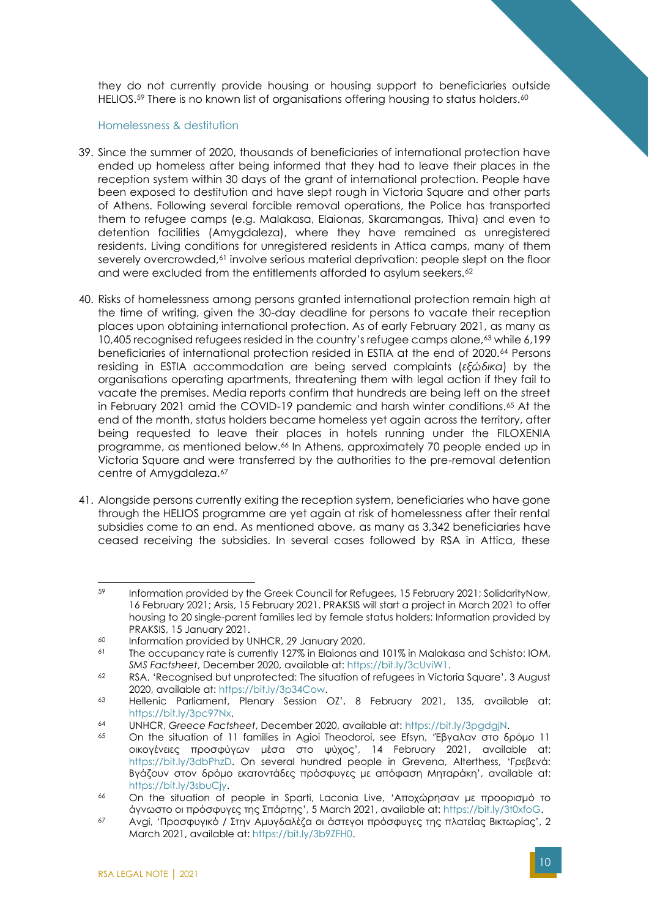they do not currently provide housing or housing support to beneficiaries outside HELIOS.[59] There is no known list of organisations offering housing to status holders.[60]

### Homelessness & destitution

39. Since the summer of 2020, thousands of beneficiaries of international protection have ended up homeless after being informed that they had to leave their places in the reception system within 30 days of the grant of international protection. People have been exposed to destitution and have slept rough in Victoria Square and other parts of Athens. Following several forcible removal operations, the Police has transported them to refugee camps (e.g. Malakasa, Elaionas, Skaramangas, Thiva) and even to detention facilities (Amygdaleza), where they have remained as unregistered residents. Living conditions for unregistered residents in Attica camps, many of them severely overcrowded,[61] involve serious material deprivation: people slept on the floor and were excluded from the entitlements afforded to asylum seekers.[62]

40. Risks of homelessness among persons granted international protection remain high at the time of writing, given the 30-day deadline for persons to vacate their reception places upon obtaining international protection. As of early February 2021, as many as 10,405 recognised refugees resided in the country's refugee camps alone,[63] while 6,199 beneficiaries of international protection resided in ESTIA at the end of 2020.[64] Persons residing in ESTIA accommodation are being served complaints (*εξώδικα*) by the organisations operating apartments, threatening them with legal action if they fail to vacate the premises. Media reports confirm that hundreds are being left on the street in February 2021 amid the COVID-19 pandemic and harsh winter conditions.[65] At the end of the month, status holders became homeless yet again across the territory, after being requested to leave their places in hotels running under the FILOXENIA programme, as mentioned below.[66] In Athens, approximately 70 people ended up in Victoria Square and were transferred by the authorities to the pre-removal detention centre of Amygdaleza.[67]

41. Alongside persons currently exiting the reception system, beneficiaries who have gone through the HELIOS programme are yet again at risk of homelessness after their rental subsidies come to an end. As mentioned above, as many as 3,342 beneficiaries have ceased receiving the subsidies. In several cases followed by RSA in Attica, these

---

[59] Information provided by the Greek Council for Refugees, 15 February 2021; SolidarityNow, 16 February 2021; Arsis, 15 February 2021. PRAKSIS will start a project in March 2021 to offer housing to 20 single-parent families led by female status holders: Information provided by PRAKSIS, 15 January 2021.

[60] Information provided by UNHCR, 29 January 2020.

[61] The occupancy rate is currently 127% in Elaionas and 101% in Malakasa and Schisto: IOM, *SMS Factsheet*, December 2020, available at: https://bit.ly/3cUviW1.

[62] RSA, 'Recognised but unprotected: The situation of refugees in Victoria Square', 3 August 2020, available at: https://bit.ly/3p34Cow.

[63] Hellenic Parliament, Plenary Session ΟΖ', 8 February 2021, 135, available at: https://bit.ly/3pc97Nx.

[64] UNHCR, *Greece Factsheet*, December 2020, available at: https://bit.ly/3pgdgjN.

[65] On the situation of 11 families in Agioi Theodoroi, see Efsyn, 'Έβγαλαν στο δρόμο 11 οικογένειες προσφύγων μέσα στο ψύχος', 14 February 2021, available at: https://bit.ly/3dbPhzD. On several hundred people in Grevena, Alterthess, 'Γρεβενά: Βγάζουν στον δρόμο εκατοντάδες πρόσφυγες με απόφαση Μηταράκη', available at: https://bit.ly/3sbuCjy.

[66] On the situation of people in Sparti, Laconia Live, 'Αποχώρησαν με προορισμό το άγνωστο οι πρόσφυγες της Σπάρτης', 5 March 2021, available at: https://bit.ly/3t0xfoG.

[67] Avgi, 'Προσφυγικό / Στην Αμυγδαλέζα οι άστεγοι πρόσφυγες της πλατείας Βικτωρίας', 2 March 2021, available at: https://bit.ly/3b9ZFH0.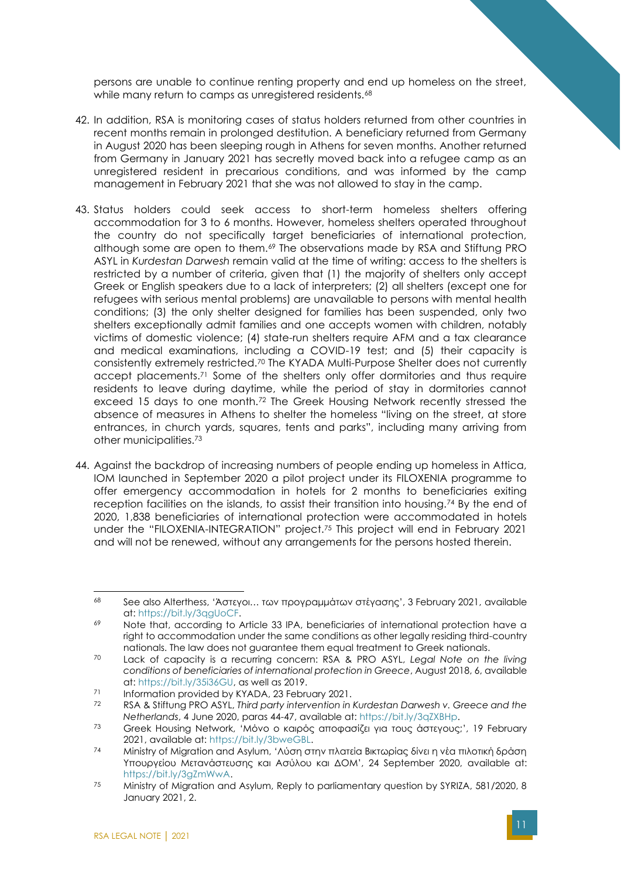persons are unable to continue renting property and end up homeless on the street, while many return to camps as unregistered residents.[68]

42. In addition, RSA is monitoring cases of status holders returned from other countries in recent months remain in prolonged destitution. A beneficiary returned from Germany in August 2020 has been sleeping rough in Athens for seven months. Another returned from Germany in January 2021 has secretly moved back into a refugee camp as an unregistered resident in precarious conditions, and was informed by the camp management in February 2021 that she was not allowed to stay in the camp.

43. Status holders could seek access to short-term homeless shelters offering accommodation for 3 to 6 months. However, homeless shelters operated throughout the country do not specifically target beneficiaries of international protection, although some are open to them.[69] The observations made by RSA and Stiftung PRO ASYL in *Kurdestan Darwesh* remain valid at the time of writing: access to the shelters is restricted by a number of criteria, given that (1) the majority of shelters only accept Greek or English speakers due to a lack of interpreters; (2) all shelters (except one for refugees with serious mental problems) are unavailable to persons with mental health conditions; (3) the only shelter designed for families has been suspended, only two shelters exceptionally admit families and one accepts women with children, notably victims of domestic violence; (4) state-run shelters require AFM and a tax clearance and medical examinations, including a COVID-19 test; and (5) their capacity is consistently extremely restricted.[70] The KYADA Multi-Purpose Shelter does not currently accept placements.[71] Some of the shelters only offer dormitories and thus require residents to leave during daytime, while the period of stay in dormitories cannot exceed 15 days to one month.[72] The Greek Housing Network recently stressed the absence of measures in Athens to shelter the homeless "living on the street, at store entrances, in church yards, squares, tents and parks", including many arriving from other municipalities.[73]

44. Against the backdrop of increasing numbers of people ending up homeless in Attica, IOM launched in September 2020 a pilot project under its FILOXENIA programme to offer emergency accommodation in hotels for 2 months to beneficiaries exiting reception facilities on the islands, to assist their transition into housing.[74] By the end of 2020, 1,838 beneficiaries of international protection were accommodated in hotels under the "FILOXENIA-INTEGRATION" project.[75] This project will end in February 2021 and will not be renewed, without any arrangements for the persons hosted therein.

---

[68] See also Alterthess, 'Άστεγοι… των προγραμμάτων στέγασης', 3 February 2021, available at: https://bit.ly/3qgUoCF.

[69] Note that, according to Article 33 IPA, beneficiaries of international protection have a right to accommodation under the same conditions as other legally residing third-country nationals. The law does not guarantee them equal treatment to Greek nationals.

[70] Lack of capacity is a recurring concern: RSA & PRO ASYL, *Legal Note on the living conditions of beneficiaries of international protection in Greece*, August 2018, 6, available at: https://bit.ly/35i36GU, as well as 2019.

[71] Information provided by KYADA, 23 February 2021.

[72] RSA & Stiftung PRO ASYL, *Third party intervention in Kurdestan Darwesh v. Greece and the Netherlands*, 4 June 2020, paras 44-47, available at: https://bit.ly/3qZXBHp.

[73] Greek Housing Network, 'Μόνο ο καιρός αποφασίζει για τους άστεγους;', 19 February 2021, available at: https://bit.ly/3bweGBL.

[74] Ministry of Migration and Asylum, 'Λύση στην πλατεία Βικτωρίας δίνει η νέα πιλοτική δράση Υπουργείου Μετανάστευσης και Ασύλου και ΔΟΜ', 24 September 2020, available at: https://bit.ly/3gZmWwA.

[75] Ministry of Migration and Asylum, Reply to parliamentary question by SYRIZA, 581/2020, 8 January 2021, 2.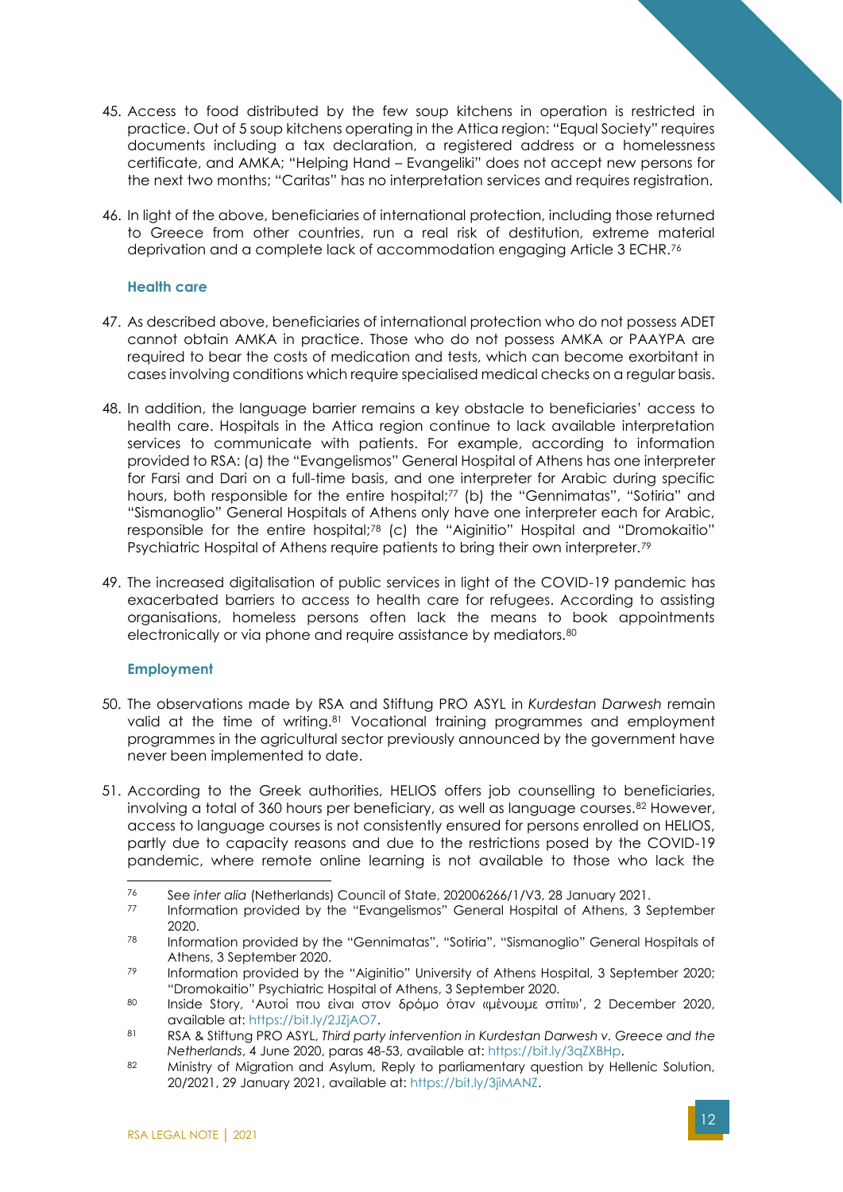45. Access to food distributed by the few soup kitchens in operation is restricted in practice. Out of 5 soup kitchens operating in the Attica region: "Equal Society" requires documents including a tax declaration, a registered address or a homelessness certificate, and AMKA; "Helping Hand – Evangeliki" does not accept new persons for the next two months; "Caritas" has no interpretation services and requires registration.

46. In light of the above, beneficiaries of international protection, including those returned to Greece from other countries, run a real risk of destitution, extreme material deprivation and a complete lack of accommodation engaging Article 3 ECHR.[76]

#### Health care

47. As described above, beneficiaries of international protection who do not possess ADET cannot obtain AMKA in practice. Those who do not possess AMKA or PAAYPA are required to bear the costs of medication and tests, which can become exorbitant in cases involving conditions which require specialised medical checks on a regular basis.

48. In addition, the language barrier remains a key obstacle to beneficiaries' access to health care. Hospitals in the Attica region continue to lack available interpretation services to communicate with patients. For example, according to information provided to RSA: (a) the "Evangelismos" General Hospital of Athens has one interpreter for Farsi and Dari on a full-time basis, and one interpreter for Arabic during specific hours, both responsible for the entire hospital;[77] (b) the "Gennimatas", "Sotiria" and "Sismanoglio" General Hospitals of Athens only have one interpreter each for Arabic, responsible for the entire hospital;[78] (c) the "Aiginitio" Hospital and "Dromokaitio" Psychiatric Hospital of Athens require patients to bring their own interpreter.[79]

49. The increased digitalisation of public services in light of the COVID-19 pandemic has exacerbated barriers to access to health care for refugees. According to assisting organisations, homeless persons often lack the means to book appointments electronically or via phone and require assistance by mediators.[80]

#### Employment

50. The observations made by RSA and Stiftung PRO ASYL in *Kurdestan Darwesh* remain valid at the time of writing.[81] Vocational training programmes and employment programmes in the agricultural sector previously announced by the government have never been implemented to date.

51. According to the Greek authorities, HELIOS offers job counselling to beneficiaries, involving a total of 360 hours per beneficiary, as well as language courses.[82] However, access to language courses is not consistently ensured for persons enrolled on HELIOS, partly due to capacity reasons and due to the restrictions posed by the COVID-19 pandemic, where remote online learning is not available to those who lack the

---

[76] See *inter alia* (Netherlands) Council of State, 202006266/1/V3, 28 January 2021.

[77] Information provided by the "Evangelismos" General Hospital of Athens, 3 September 2020.

[78] Information provided by the "Gennimatas", "Sotiria", "Sismanoglio" General Hospitals of Athens, 3 September 2020.

[79] Information provided by the "Aiginitio" University of Athens Hospital, 3 September 2020; "Dromokaitio" Psychiatric Hospital of Athens, 3 September 2020.

[80] Inside Story, 'Αυτοί που είναι στον δρόμο όταν «μένουμε σπίτι»', 2 December 2020, available at: https://bit.ly/2JZjAO7.

[81] RSA & Stiftung PRO ASYL, *Third party intervention in Kurdestan Darwesh v. Greece and the Netherlands*, 4 June 2020, paras 48-53, available at: https://bit.ly/3qZXBHp.

[82] Ministry of Migration and Asylum, Reply to parliamentary question by Hellenic Solution, 20/2021, 29 January 2021, available at: https://bit.ly/3jiMANZ.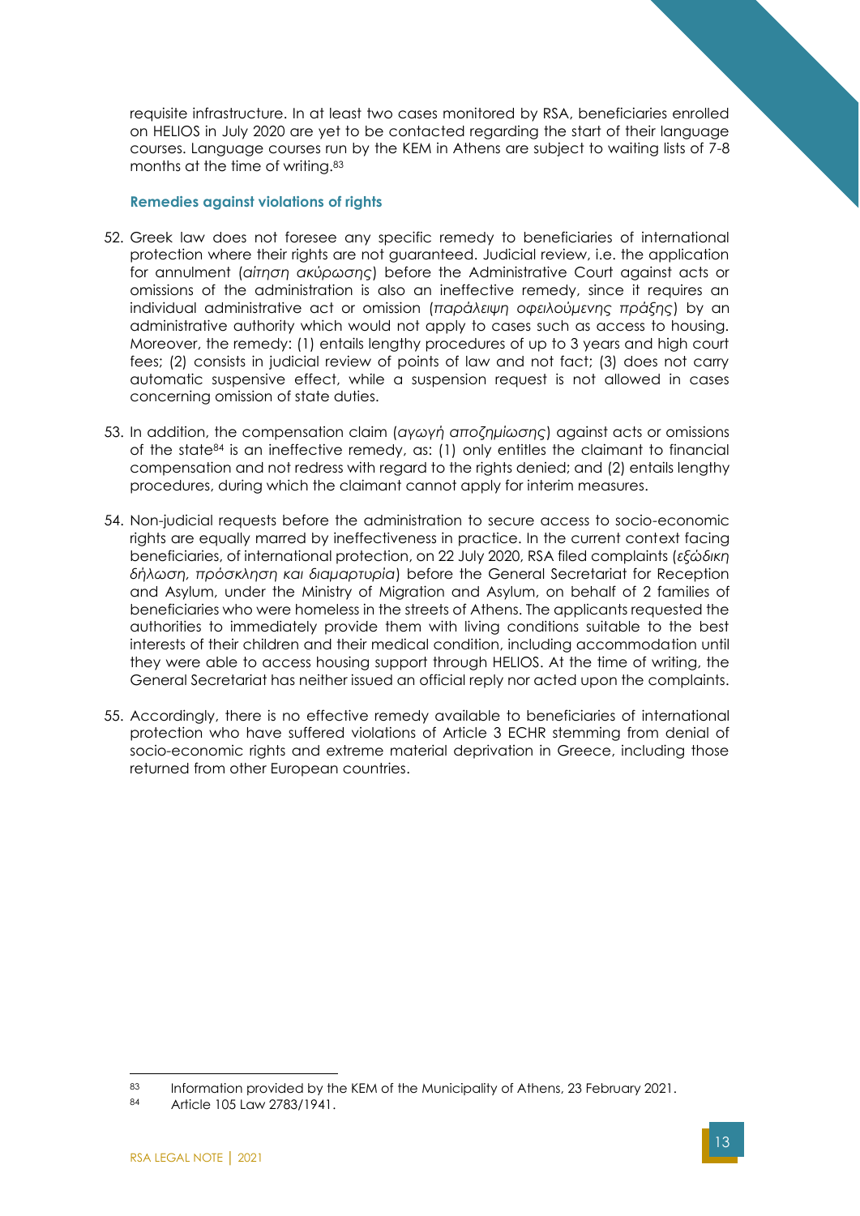requisite infrastructure. In at least two cases monitored by RSA, beneficiaries enrolled on HELIOS in July 2020 are yet to be contacted regarding the start of their language courses. Language courses run by the KEM in Athens are subject to waiting lists of 7-8 months at the time of writing.[83]

### Remedies against violations of rights

52. Greek law does not foresee any specific remedy to beneficiaries of international protection where their rights are not guaranteed. Judicial review, i.e. the application for annulment (*αίτηση ακύρωσης*) before the Administrative Court against acts or omissions of the administration is also an ineffective remedy, since it requires an individual administrative act or omission (*παράλειψη οφειλούμενης πράξης*) by an administrative authority which would not apply to cases such as access to housing. Moreover, the remedy: (1) entails lengthy procedures of up to 3 years and high court fees; (2) consists in judicial review of points of law and not fact; (3) does not carry automatic suspensive effect, while a suspension request is not allowed in cases concerning omission of state duties.

53. In addition, the compensation claim (*αγωγή αποζημίωσης*) against acts or omissions of the state[84] is an ineffective remedy, as: (1) only entitles the claimant to financial compensation and not redress with regard to the rights denied; and (2) entails lengthy procedures, during which the claimant cannot apply for interim measures.

54. Non-judicial requests before the administration to secure access to socio-economic rights are equally marred by ineffectiveness in practice. In the current context facing beneficiaries, of international protection, on 22 July 2020, RSA filed complaints (*εξώδικη δήλωση, πρόσκληση και διαμαρτυρία*) before the General Secretariat for Reception and Asylum, under the Ministry of Migration and Asylum, on behalf of 2 families of beneficiaries who were homeless in the streets of Athens. The applicants requested the authorities to immediately provide them with living conditions suitable to the best interests of their children and their medical condition, including accommodation until they were able to access housing support through HELIOS. At the time of writing, the General Secretariat has neither issued an official reply nor acted upon the complaints.

55. Accordingly, there is no effective remedy available to beneficiaries of international protection who have suffered violations of Article 3 ECHR stemming from denial of socio-economic rights and extreme material deprivation in Greece, including those returned from other European countries.

---

[83] Information provided by the KEM of the Municipality of Athens, 23 February 2021.

[84] Article 105 Law 2783/1941.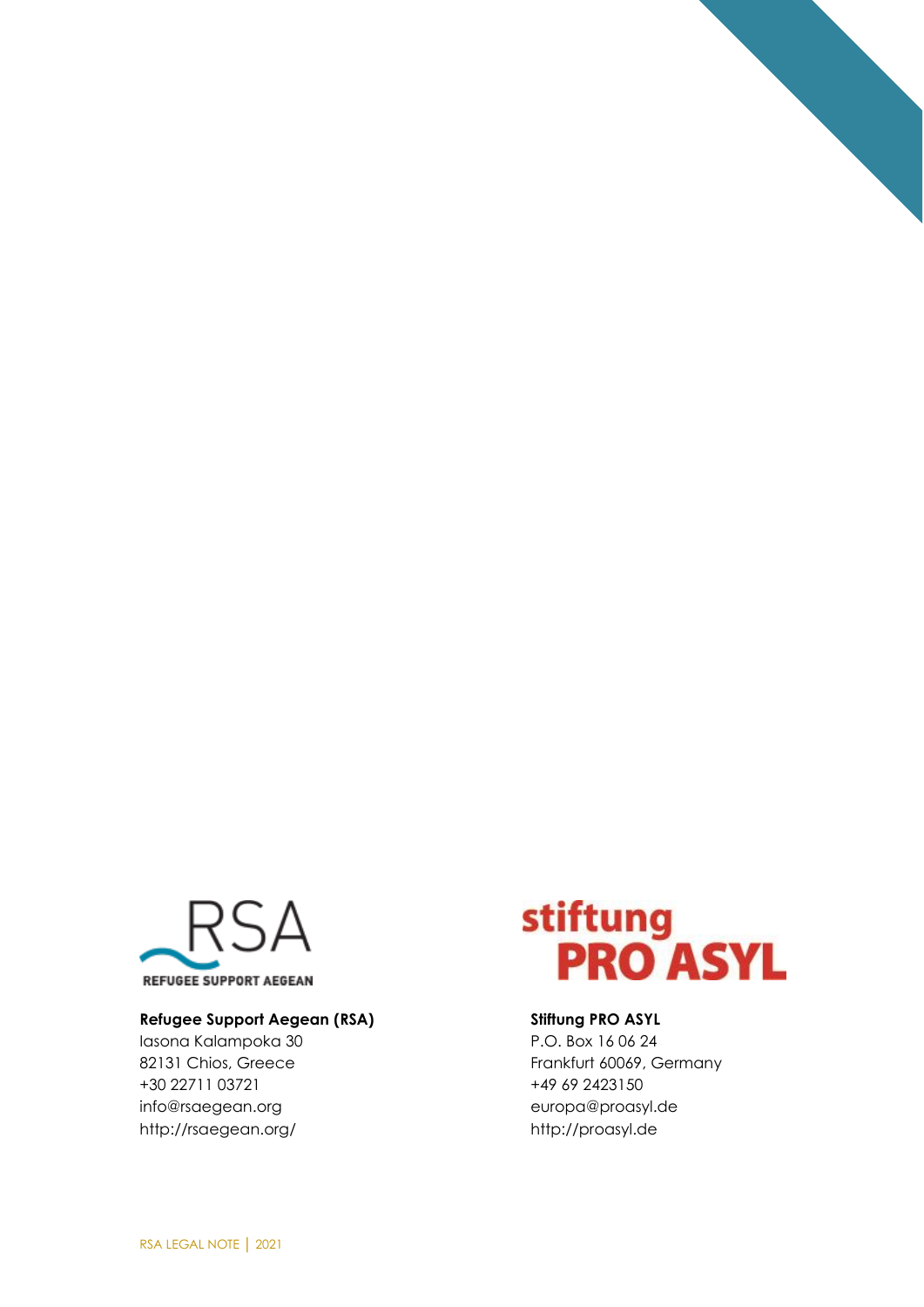RSA

REFUGEE SUPPORT AEGEAN

**Refugee Support Aegean (RSA)**
Iasona Kalampoka 30
82131 Chios, Greece
+30 22711 03721
info@rsaegean.org
http://rsaegean.org/

stiftung PRO ASYL

**Stiftung PRO ASYL**
P.O. Box 16 06 24
Frankfurt 60069, Germany
+49 69 2423150
europa@proasyl.de
http://proasyl.de